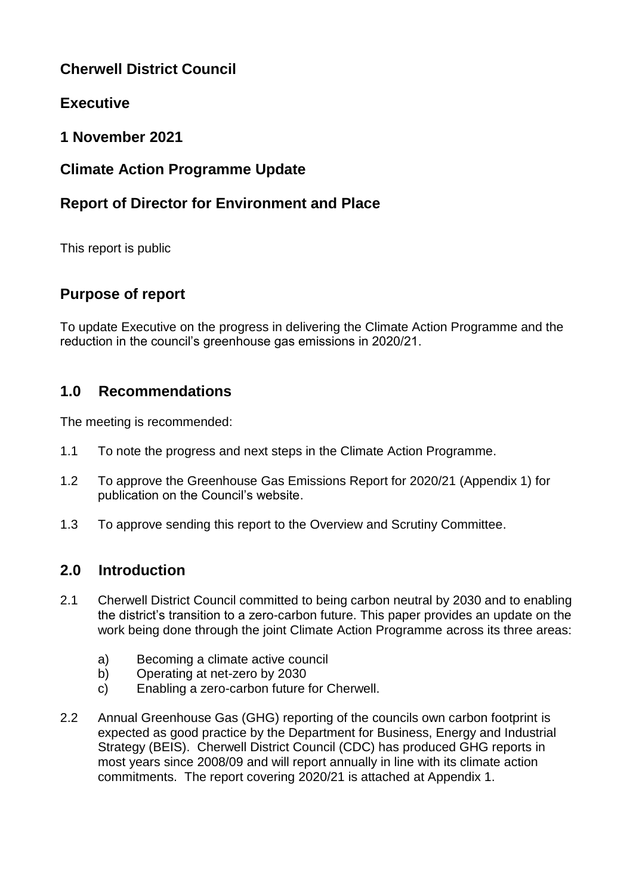# Cherwell District Council

## Executive

## 1 November 2021

## Climate Action Programme Update

## Report of Director for Environment and Place

This report is public

## Purpose of report

To update Executive on the progress in delivering the Climate Action Programme and the reduction in the council's greenhouse gas emissions in 2020/21.

## 1.0 Recommendations

The meeting is recommended:

1.1 To note the progress and next steps in the Climate Action Programme.

1.2 To approve the Greenhouse Gas Emissions Report for 2020/21 (Appendix 1) for publication on the Council's website.

1.3 To approve sending this report to the Overview and Scrutiny Committee.

## 2.0 Introduction

2.1 Cherwell District Council committed to being carbon neutral by 2030 and to enabling the district's transition to a zero-carbon future. This paper provides an update on the work being done through the joint Climate Action Programme across its three areas:

a) Becoming a climate active council
b) Operating at net-zero by 2030
c) Enabling a zero-carbon future for Cherwell.

2.2 Annual Greenhouse Gas (GHG) reporting of the councils own carbon footprint is expected as good practice by the Department for Business, Energy and Industrial Strategy (BEIS). Cherwell District Council (CDC) has produced GHG reports in most years since 2008/09 and will report annually in line with its climate action commitments. The report covering 2020/21 is attached at Appendix 1.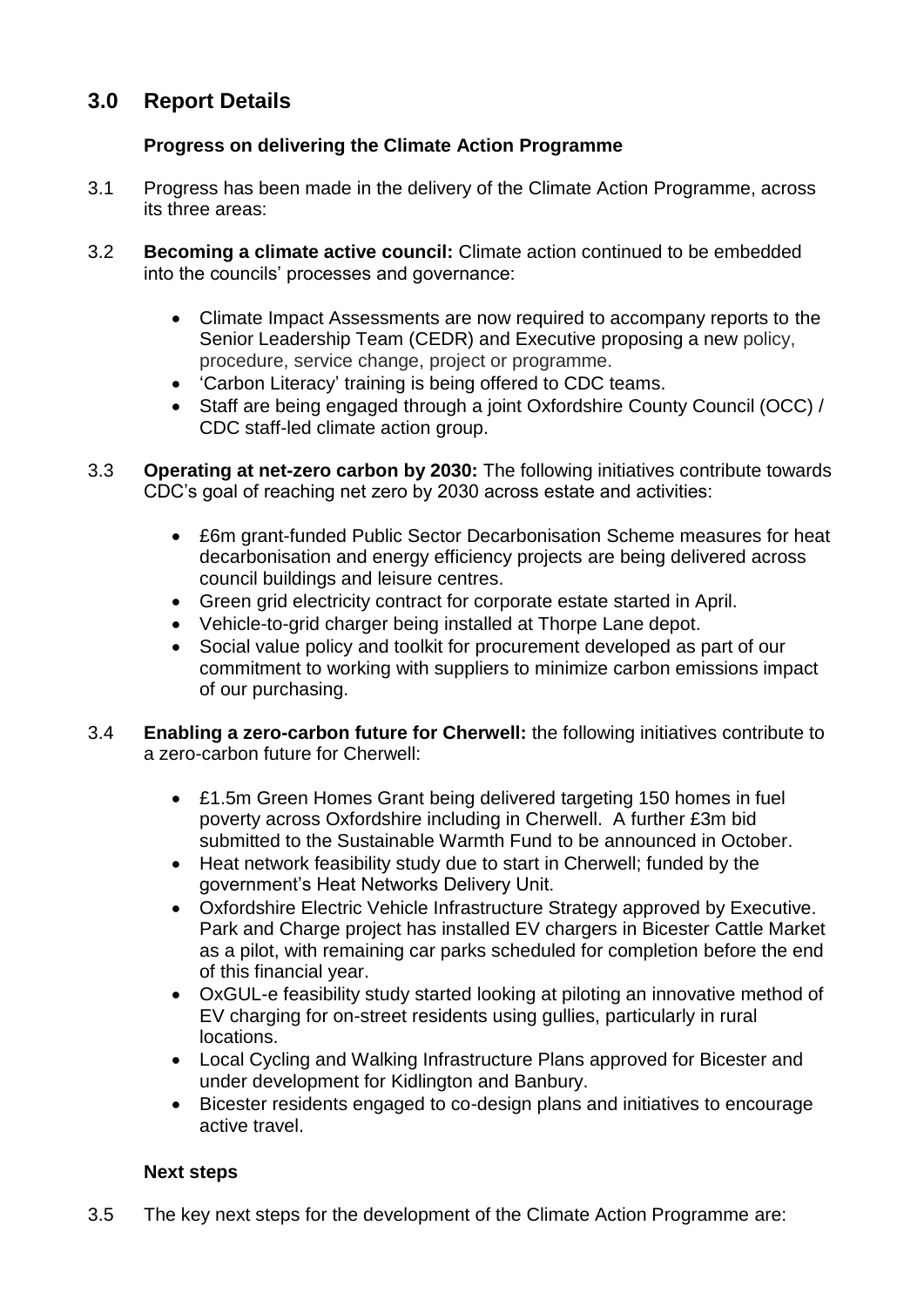## 3.0 Report Details

### Progress on delivering the Climate Action Programme

3.1 Progress has been made in the delivery of the Climate Action Programme, across its three areas:

3.2 **Becoming a climate active council:** Climate action continued to be embedded into the councils' processes and governance:

- Climate Impact Assessments are now required to accompany reports to the Senior Leadership Team (CEDR) and Executive proposing a new policy, procedure, service change, project or programme.
- 'Carbon Literacy' training is being offered to CDC teams.
- Staff are being engaged through a joint Oxfordshire County Council (OCC) / CDC staff-led climate action group.

3.3 **Operating at net-zero carbon by 2030:** The following initiatives contribute towards CDC's goal of reaching net zero by 2030 across estate and activities:

- £6m grant-funded Public Sector Decarbonisation Scheme measures for heat decarbonisation and energy efficiency projects are being delivered across council buildings and leisure centres.
- Green grid electricity contract for corporate estate started in April.
- Vehicle-to-grid charger being installed at Thorpe Lane depot.
- Social value policy and toolkit for procurement developed as part of our commitment to working with suppliers to minimize carbon emissions impact of our purchasing.

3.4 **Enabling a zero-carbon future for Cherwell:** the following initiatives contribute to a zero-carbon future for Cherwell:

- £1.5m Green Homes Grant being delivered targeting 150 homes in fuel poverty across Oxfordshire including in Cherwell. A further £3m bid submitted to the Sustainable Warmth Fund to be announced in October.
- Heat network feasibility study due to start in Cherwell; funded by the government's Heat Networks Delivery Unit.
- Oxfordshire Electric Vehicle Infrastructure Strategy approved by Executive. Park and Charge project has installed EV chargers in Bicester Cattle Market as a pilot, with remaining car parks scheduled for completion before the end of this financial year.
- OxGUL-e feasibility study started looking at piloting an innovative method of EV charging for on-street residents using gullies, particularly in rural locations.
- Local Cycling and Walking Infrastructure Plans approved for Bicester and under development for Kidlington and Banbury.
- Bicester residents engaged to co-design plans and initiatives to encourage active travel.

### Next steps

3.5 The key next steps for the development of the Climate Action Programme are: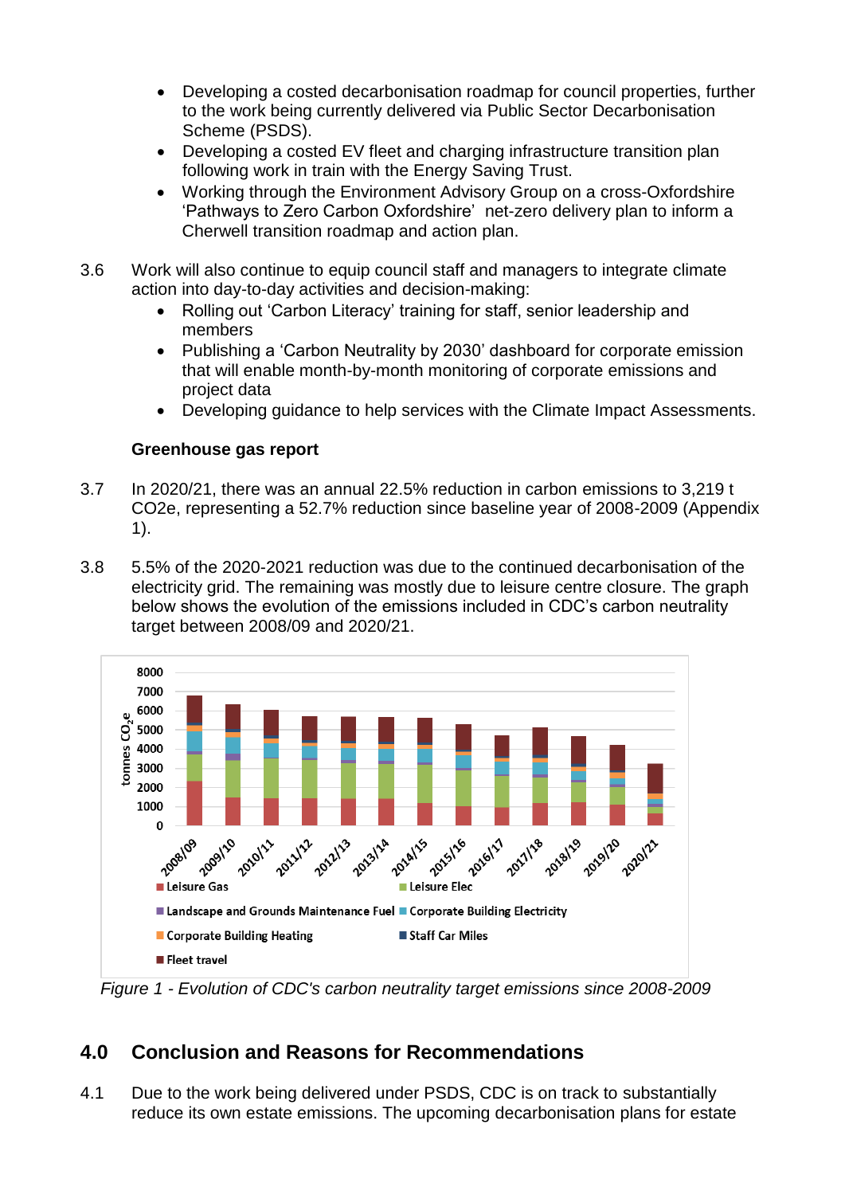- Developing a costed decarbonisation roadmap for council properties, further to the work being currently delivered via Public Sector Decarbonisation Scheme (PSDS).
- Developing a costed EV fleet and charging infrastructure transition plan following work in train with the Energy Saving Trust.
- Working through the Environment Advisory Group on a cross-Oxfordshire 'Pathways to Zero Carbon Oxfordshire' net-zero delivery plan to inform a Cherwell transition roadmap and action plan.

3.6 Work will also continue to equip council staff and managers to integrate climate action into day-to-day activities and decision-making:

- Rolling out 'Carbon Literacy' training for staff, senior leadership and members
- Publishing a 'Carbon Neutrality by 2030' dashboard for corporate emission that will enable month-by-month monitoring of corporate emissions and project data
- Developing guidance to help services with the Climate Impact Assessments.

**Greenhouse gas report**

3.7 In 2020/21, there was an annual 22.5% reduction in carbon emissions to 3,219 t $CO_2e$, representing a 52.7% reduction since baseline year of 2008-2009 (Appendix 1).

3.8 5.5% of the 2020-2021 reduction was due to the continued decarbonisation of the electricity grid. The remaining was mostly due to leisure centre closure. The graph below shows the evolution of the emissions included in CDC's carbon neutrality target between 2008/09 and 2020/21.

*Figure 1 - Evolution of CDC's carbon neutrality target emissions since 2008-2009*

## 4.0 Conclusion and Reasons for Recommendations

4.1 Due to the work being delivered under PSDS, CDC is on track to substantially reduce its own estate emissions. The upcoming decarbonisation plans for estate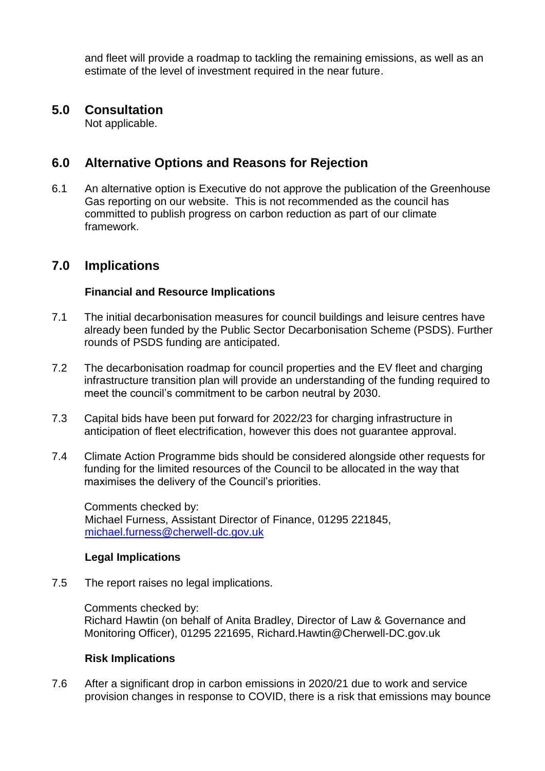and fleet will provide a roadmap to tackling the remaining emissions, as well as an estimate of the level of investment required in the near future.

## 5.0 Consultation

Not applicable.

## 6.0 Alternative Options and Reasons for Rejection

6.1 An alternative option is Executive do not approve the publication of the Greenhouse Gas reporting on our website. This is not recommended as the council has committed to publish progress on carbon reduction as part of our climate framework.

## 7.0 Implications

**Financial and Resource Implications**

7.1 The initial decarbonisation measures for council buildings and leisure centres have already been funded by the Public Sector Decarbonisation Scheme (PSDS). Further rounds of PSDS funding are anticipated.

7.2 The decarbonisation roadmap for council properties and the EV fleet and charging infrastructure transition plan will provide an understanding of the funding required to meet the council's commitment to be carbon neutral by 2030.

7.3 Capital bids have been put forward for 2022/23 for charging infrastructure in anticipation of fleet electrification, however this does not guarantee approval.

7.4 Climate Action Programme bids should be considered alongside other requests for funding for the limited resources of the Council to be allocated in the way that maximises the delivery of the Council's priorities.

Comments checked by:
Michael Furness, Assistant Director of Finance, 01295 221845, michael.furness@cherwell-dc.gov.uk

**Legal Implications**

7.5 The report raises no legal implications.

Comments checked by:
Richard Hawtin (on behalf of Anita Bradley, Director of Law & Governance and Monitoring Officer), 01295 221695, Richard.Hawtin@Cherwell-DC.gov.uk

**Risk Implications**

7.6 After a significant drop in carbon emissions in 2020/21 due to work and service provision changes in response to COVID, there is a risk that emissions may bounce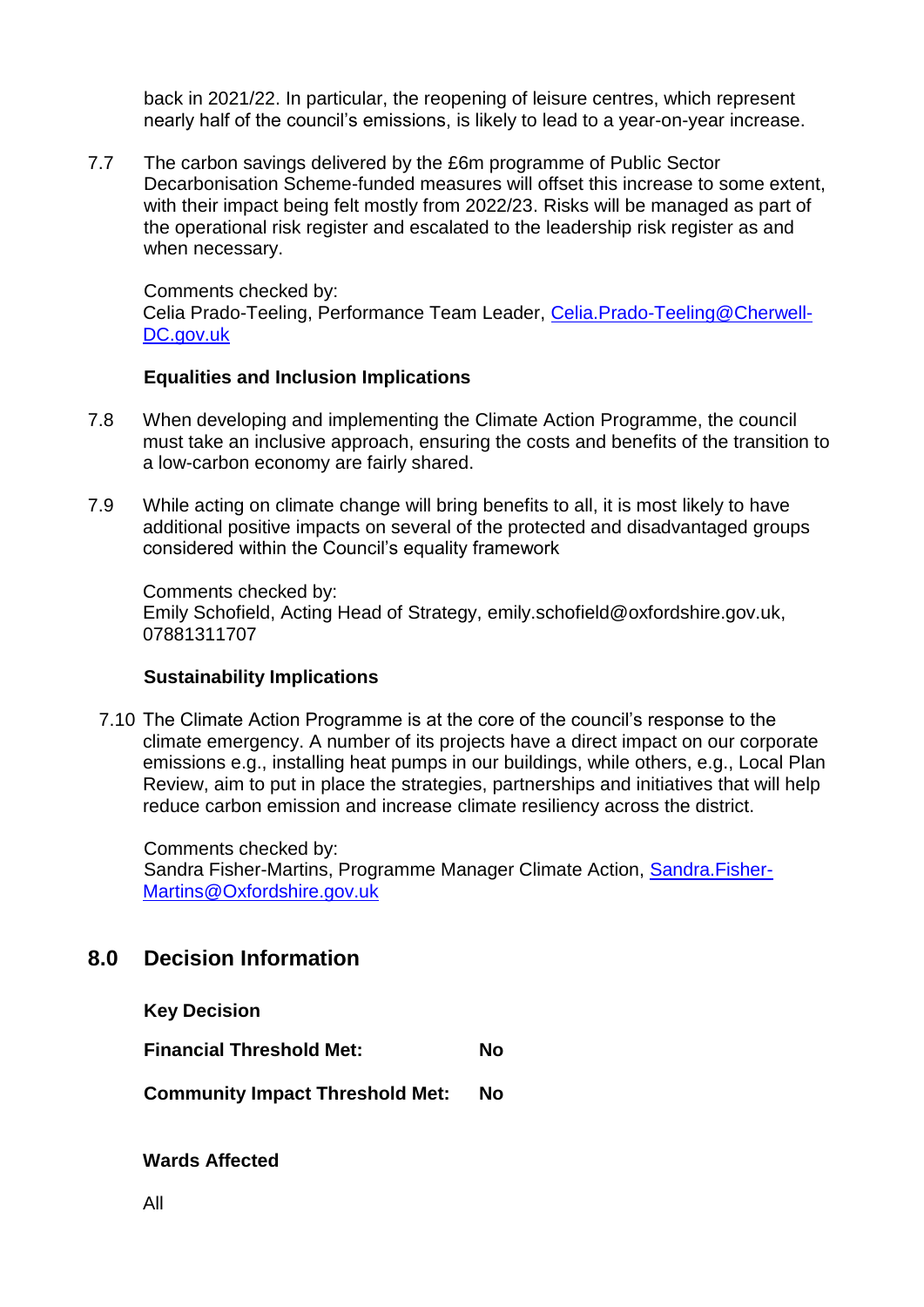back in 2021/22. In particular, the reopening of leisure centres, which represent nearly half of the council's emissions, is likely to lead to a year-on-year increase.

7.7 The carbon savings delivered by the £6m programme of Public Sector Decarbonisation Scheme-funded measures will offset this increase to some extent, with their impact being felt mostly from 2022/23. Risks will be managed as part of the operational risk register and escalated to the leadership risk register as and when necessary.

Comments checked by:
Celia Prado-Teeling, Performance Team Leader, Celia.Prado-Teeling@Cherwell-DC.gov.uk

**Equalities and Inclusion Implications**

7.8 When developing and implementing the Climate Action Programme, the council must take an inclusive approach, ensuring the costs and benefits of the transition to a low-carbon economy are fairly shared.

7.9 While acting on climate change will bring benefits to all, it is most likely to have additional positive impacts on several of the protected and disadvantaged groups considered within the Council's equality framework

Comments checked by:
Emily Schofield, Acting Head of Strategy, emily.schofield@oxfordshire.gov.uk, 07881311707

**Sustainability Implications**

7.10 The Climate Action Programme is at the core of the council's response to the climate emergency. A number of its projects have a direct impact on our corporate emissions e.g., installing heat pumps in our buildings, while others, e.g., Local Plan Review, aim to put in place the strategies, partnerships and initiatives that will help reduce carbon emission and increase climate resiliency across the district.

Comments checked by:
Sandra Fisher-Martins, Programme Manager Climate Action, Sandra.Fisher-Martins@Oxfordshire.gov.uk

## 8.0 Decision Information

**Key Decision**

**Financial Threshold Met:** **No**

**Community Impact Threshold Met:** **No**

**Wards Affected**

All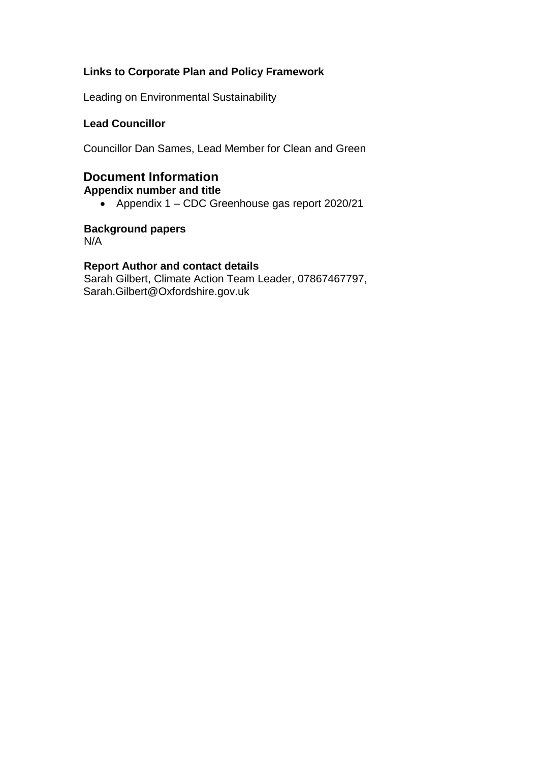### Links to Corporate Plan and Policy Framework

Leading on Environmental Sustainability

### Lead Councillor

Councillor Dan Sames, Lead Member for Clean and Green

## Document Information

### Appendix number and title

- Appendix 1 – CDC Greenhouse gas report 2020/21

### Background papers

N/A

### Report Author and contact details

Sarah Gilbert, Climate Action Team Leader, 07867467797, Sarah.Gilbert@Oxfordshire.gov.uk